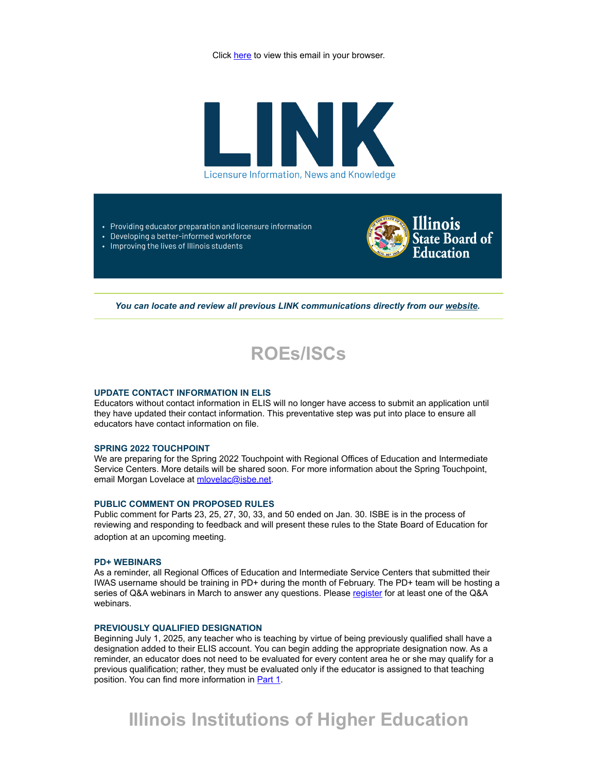Click here to view this email in your browser.

# LINK

Licensure Information, News and Knowledge

- Providing educator preparation and licensure information
- Developing a better-informed workforce
- Improving the lives of Illinois students

Illinois State Board of Education

***You can locate and review all previous LINK communications directly from our website.***

## ROEs/ISCs

### UPDATE CONTACT INFORMATION IN ELIS

Educators without contact information in ELIS will no longer have access to submit an application until they have updated their contact information. This preventative step was put into place to ensure all educators have contact information on file.

### SPRING 2022 TOUCHPOINT

We are preparing for the Spring 2022 Touchpoint with Regional Offices of Education and Intermediate Service Centers. More details will be shared soon. For more information about the Spring Touchpoint, email Morgan Lovelace at mlovelac@isbe.net.

### PUBLIC COMMENT ON PROPOSED RULES

Public comment for Parts 23, 25, 27, 30, 33, and 50 ended on Jan. 30. ISBE is in the process of reviewing and responding to feedback and will present these rules to the State Board of Education for adoption at an upcoming meeting.

### PD+ WEBINARS

As a reminder, all Regional Offices of Education and Intermediate Service Centers that submitted their IWAS username should be training in PD+ during the month of February. The PD+ team will be hosting a series of Q&A webinars in March to answer any questions. Please register for at least one of the Q&A webinars.

### PREVIOUSLY QUALIFIED DESIGNATION

Beginning July 1, 2025, any teacher who is teaching by virtue of being previously qualified shall have a designation added to their ELIS account. You can begin adding the appropriate designation now. As a reminder, an educator does not need to be evaluated for every content area he or she may qualify for a previous qualification; rather, they must be evaluated only if the educator is assigned to that teaching position. You can find more information in Part 1.

## Illinois Institutions of Higher Education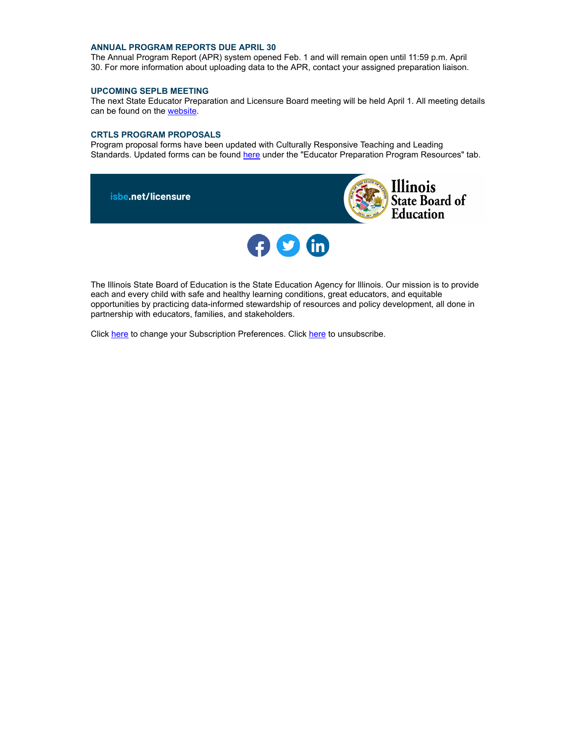### ANNUAL PROGRAM REPORTS DUE APRIL 30

The Annual Program Report (APR) system opened Feb. 1 and will remain open until 11:59 p.m. April 30. For more information about uploading data to the APR, contact your assigned preparation liaison.

### UPCOMING SEPLB MEETING

The next State Educator Preparation and Licensure Board meeting will be held April 1. All meeting details can be found on the website.

### CRTLS PROGRAM PROPOSALS

Program proposal forms have been updated with Culturally Responsive Teaching and Leading Standards. Updated forms can be found here under the "Educator Preparation Program Resources" tab.

isbe.net/licensure

Illinois State Board of Education

The Illinois State Board of Education is the State Education Agency for Illinois. Our mission is to provide each and every child with safe and healthy learning conditions, great educators, and equitable opportunities by practicing data-informed stewardship of resources and policy development, all done in partnership with educators, families, and stakeholders.

Click here to change your Subscription Preferences. Click here to unsubscribe.